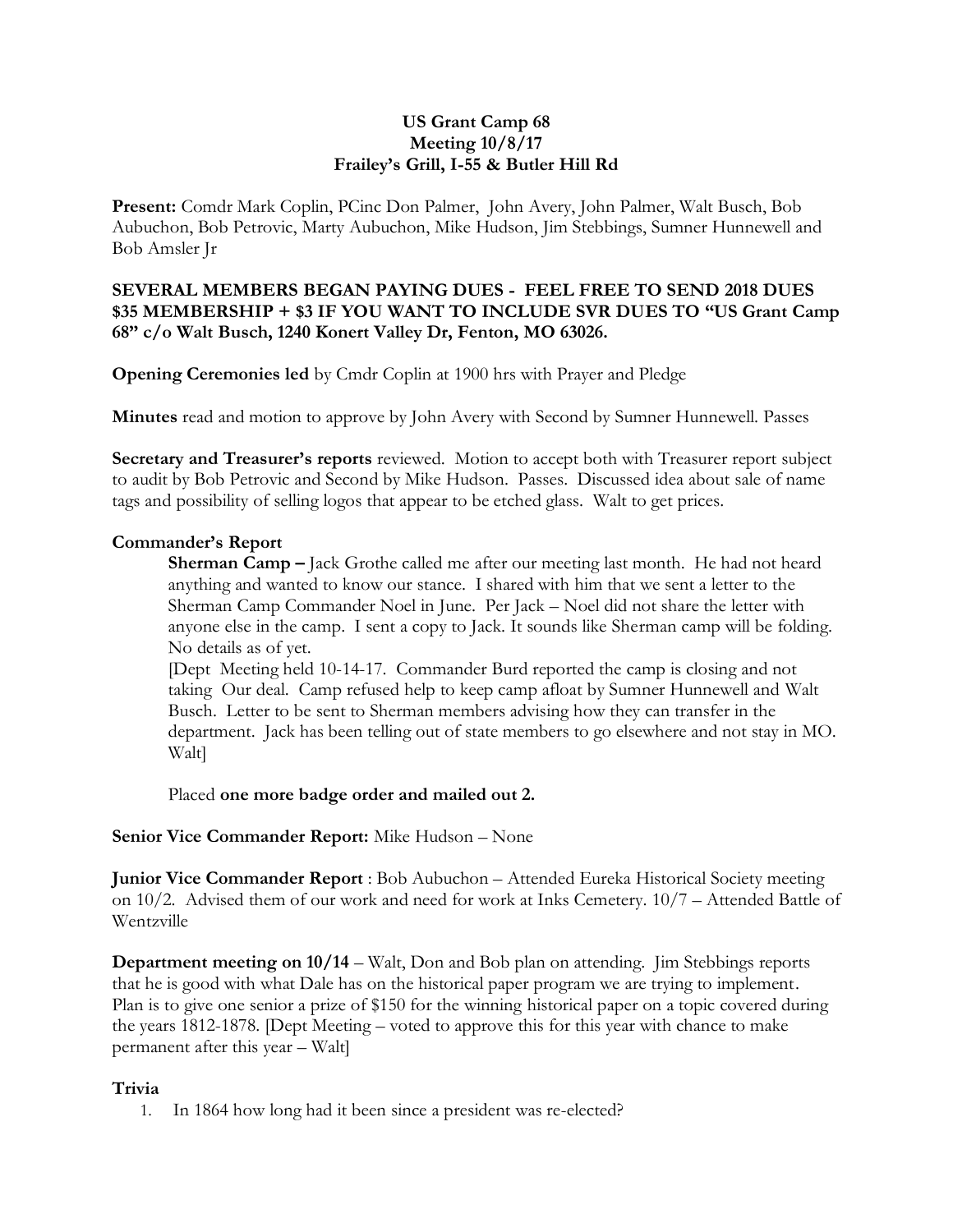**US Grant Camp 68**
**Meeting 10/8/17**
**Frailey's Grill, I-55 & Butler Hill Rd**

**Present:** Comdr Mark Coplin, PCinc Don Palmer, John Avery, John Palmer, Walt Busch, Bob Aubuchon, Bob Petrovic, Marty Aubuchon, Mike Hudson, Jim Stebbings, Sumner Hunnewell and Bob Amsler Jr

**SEVERAL MEMBERS BEGAN PAYING DUES - FEEL FREE TO SEND 2018 DUES $35 MEMBERSHIP + $3 IF YOU WANT TO INCLUDE SVR DUES TO "US Grant Camp 68" c/o Walt Busch, 1240 Konert Valley Dr, Fenton, MO 63026.**

**Opening Ceremonies led** by Cmdr Coplin at 1900 hrs with Prayer and Pledge

**Minutes** read and motion to approve by John Avery with Second by Sumner Hunnewell. Passes

**Secretary and Treasurer's reports** reviewed. Motion to accept both with Treasurer report subject to audit by Bob Petrovic and Second by Mike Hudson. Passes. Discussed idea about sale of name tags and possibility of selling logos that appear to be etched glass. Walt to get prices.

**Commander's Report**

**Sherman Camp –** Jack Grothe called me after our meeting last month. He had not heard anything and wanted to know our stance. I shared with him that we sent a letter to the Sherman Camp Commander Noel in June. Per Jack – Noel did not share the letter with anyone else in the camp. I sent a copy to Jack. It sounds like Sherman camp will be folding. No details as of yet.

[Dept Meeting held 10-14-17. Commander Burd reported the camp is closing and not taking Our deal. Camp refused help to keep camp afloat by Sumner Hunnewell and Walt Busch. Letter to be sent to Sherman members advising how they can transfer in the department. Jack has been telling out of state members to go elsewhere and not stay in MO. Walt]

Placed **one more badge order and mailed out 2.**

**Senior Vice Commander Report:** Mike Hudson – None

**Junior Vice Commander Report** : Bob Aubuchon – Attended Eureka Historical Society meeting on 10/2. Advised them of our work and need for work at Inks Cemetery. 10/7 – Attended Battle of Wentzville

**Department meeting on 10/14** – Walt, Don and Bob plan on attending. Jim Stebbings reports that he is good with what Dale has on the historical paper program we are trying to implement. Plan is to give one senior a prize of $150 for the winning historical paper on a topic covered during the years 1812-1878. [Dept Meeting – voted to approve this for this year with chance to make permanent after this year – Walt]

**Trivia**

1. In 1864 how long had it been since a president was re-elected?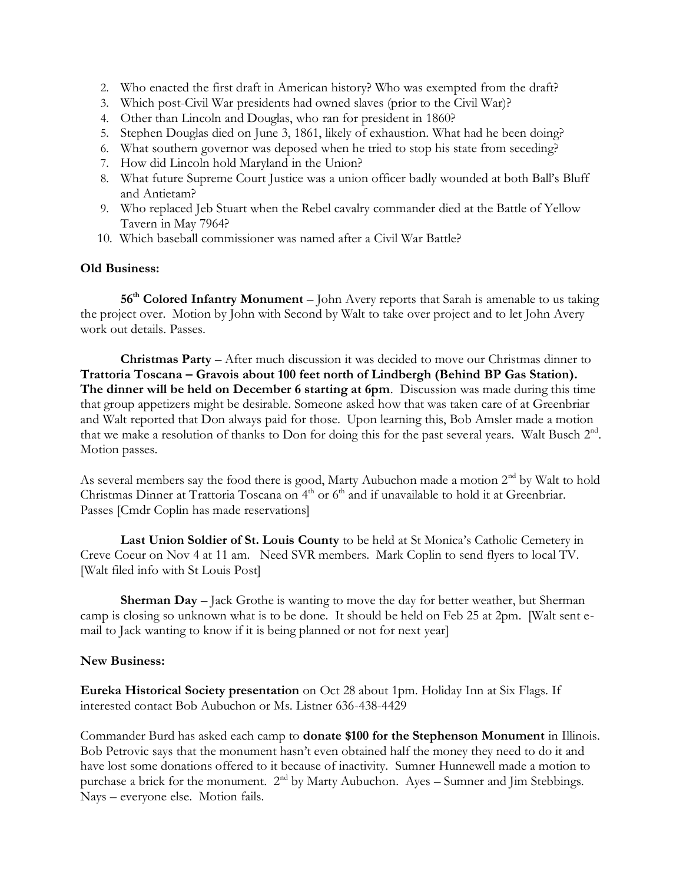2. Who enacted the first draft in American history? Who was exempted from the draft?
3. Which post-Civil War presidents had owned slaves (prior to the Civil War)?
4. Other than Lincoln and Douglas, who ran for president in 1860?
5. Stephen Douglas died on June 3, 1861, likely of exhaustion. What had he been doing?
6. What southern governor was deposed when he tried to stop his state from seceding?
7. How did Lincoln hold Maryland in the Union?
8. What future Supreme Court Justice was a union officer badly wounded at both Ball's Bluff and Antietam?
9. Who replaced Jeb Stuart when the Rebel cavalry commander died at the Battle of Yellow Tavern in May 7964?
10. Which baseball commissioner was named after a Civil War Battle?

**Old Business:**

**56th Colored Infantry Monument** – John Avery reports that Sarah is amenable to us taking the project over. Motion by John with Second by Walt to take over project and to let John Avery work out details. Passes.

**Christmas Party** – After much discussion it was decided to move our Christmas dinner to **Trattoria Toscana – Gravois about 100 feet north of Lindbergh (Behind BP Gas Station). The dinner will be held on December 6 starting at 6pm**. Discussion was made during this time that group appetizers might be desirable. Someone asked how that was taken care of at Greenbriar and Walt reported that Don always paid for those. Upon learning this, Bob Amsler made a motion that we make a resolution of thanks to Don for doing this for the past several years. Walt Busch 2nd. Motion passes.

As several members say the food there is good, Marty Aubuchon made a motion 2nd by Walt to hold Christmas Dinner at Trattoria Toscana on 4th or 6th and if unavailable to hold it at Greenbriar. Passes [Cmdr Coplin has made reservations]

**Last Union Soldier of St. Louis County** to be held at St Monica's Catholic Cemetery in Creve Coeur on Nov 4 at 11 am. Need SVR members. Mark Coplin to send flyers to local TV. [Walt filed info with St Louis Post]

**Sherman Day** – Jack Grothe is wanting to move the day for better weather, but Sherman camp is closing so unknown what is to be done. It should be held on Feb 25 at 2pm. [Walt sent e-mail to Jack wanting to know if it is being planned or not for next year]

**New Business:**

**Eureka Historical Society presentation** on Oct 28 about 1pm. Holiday Inn at Six Flags. If interested contact Bob Aubuchon or Ms. Listner 636-438-4429

Commander Burd has asked each camp to **donate $100 for the Stephenson Monument** in Illinois. Bob Petrovic says that the monument hasn't even obtained half the money they need to do it and have lost some donations offered to it because of inactivity. Sumner Hunnewell made a motion to purchase a brick for the monument. 2nd by Marty Aubuchon. Ayes – Sumner and Jim Stebbings. Nays – everyone else. Motion fails.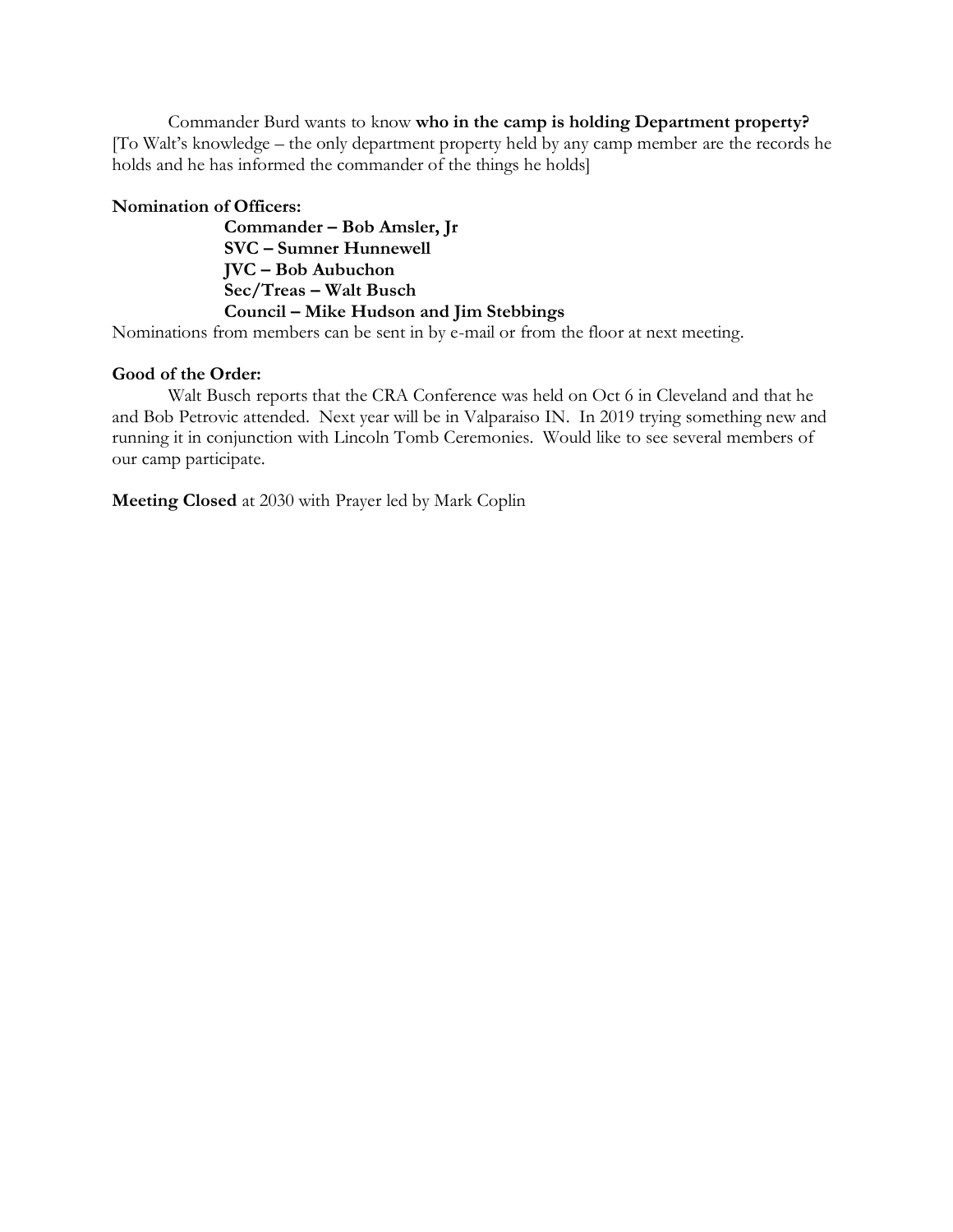Commander Burd wants to know **who in the camp is holding Department property?** [To Walt's knowledge – the only department property held by any camp member are the records he holds and he has informed the commander of the things he holds]

**Nomination of Officers:**

**Commander – Bob Amsler, Jr**
**SVC – Sumner Hunnewell**
**JVC – Bob Aubuchon**
**Sec/Treas – Walt Busch**
**Council – Mike Hudson and Jim Stebbings**

Nominations from members can be sent in by e-mail or from the floor at next meeting.

**Good of the Order:**

Walt Busch reports that the CRA Conference was held on Oct 6 in Cleveland and that he and Bob Petrovic attended. Next year will be in Valparaiso IN. In 2019 trying something new and running it in conjunction with Lincoln Tomb Ceremonies. Would like to see several members of our camp participate.

**Meeting Closed** at 2030 with Prayer led by Mark Coplin